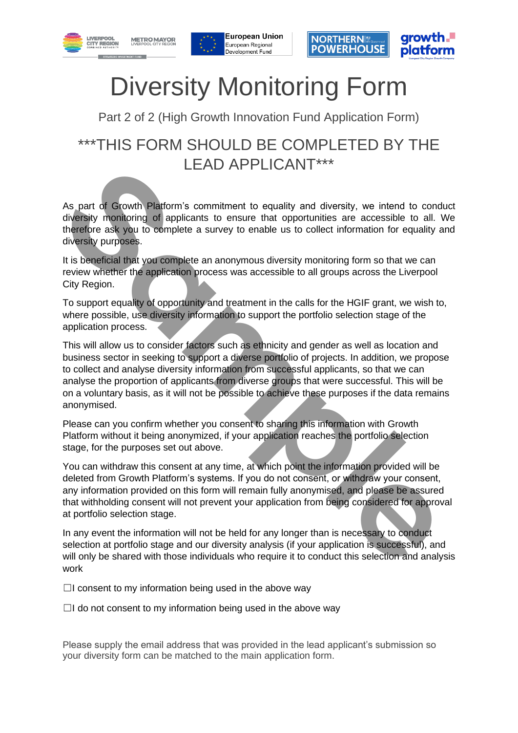# Diversity Monitoring Form

Part 2 of 2 (High Growth Innovation Fund Application Form)

## ***THIS FORM SHOULD BE COMPLETED BY THE LEAD APPLICANT***

As part of Growth Platform's commitment to equality and diversity, we intend to conduct diversity monitoring of applicants to ensure that opportunities are accessible to all. We therefore ask you to complete a survey to enable us to collect information for equality and diversity purposes.

It is beneficial that you complete an anonymous diversity monitoring form so that we can review whether the application process was accessible to all groups across the Liverpool City Region.

To support equality of opportunity and treatment in the calls for the HGIF grant, we wish to, where possible, use diversity information to support the portfolio selection stage of the application process.

This will allow us to consider factors such as ethnicity and gender as well as location and business sector in seeking to support a diverse portfolio of projects. In addition, we propose to collect and analyse diversity information from successful applicants, so that we can analyse the proportion of applicants from diverse groups that were successful. This will be on a voluntary basis, as it will not be possible to achieve these purposes if the data remains anonymised.

Please can you confirm whether you consent to sharing this information with Growth Platform without it being anonymized, if your application reaches the portfolio selection stage, for the purposes set out above.

You can withdraw this consent at any time, at which point the information provided will be deleted from Growth Platform's systems. If you do not consent, or withdraw your consent, any information provided on this form will remain fully anonymised, and please be assured that withholding consent will not prevent your application from being considered for approval at portfolio selection stage.

In any event the information will not be held for any longer than is necessary to conduct selection at portfolio stage and our diversity analysis (if your application is successful), and will only be shared with those individuals who require it to conduct this selection and analysis work

☐I consent to my information being used in the above way

☐I do not consent to my information being used in the above way

Please supply the email address that was provided in the lead applicant's submission so your diversity form can be matched to the main application form.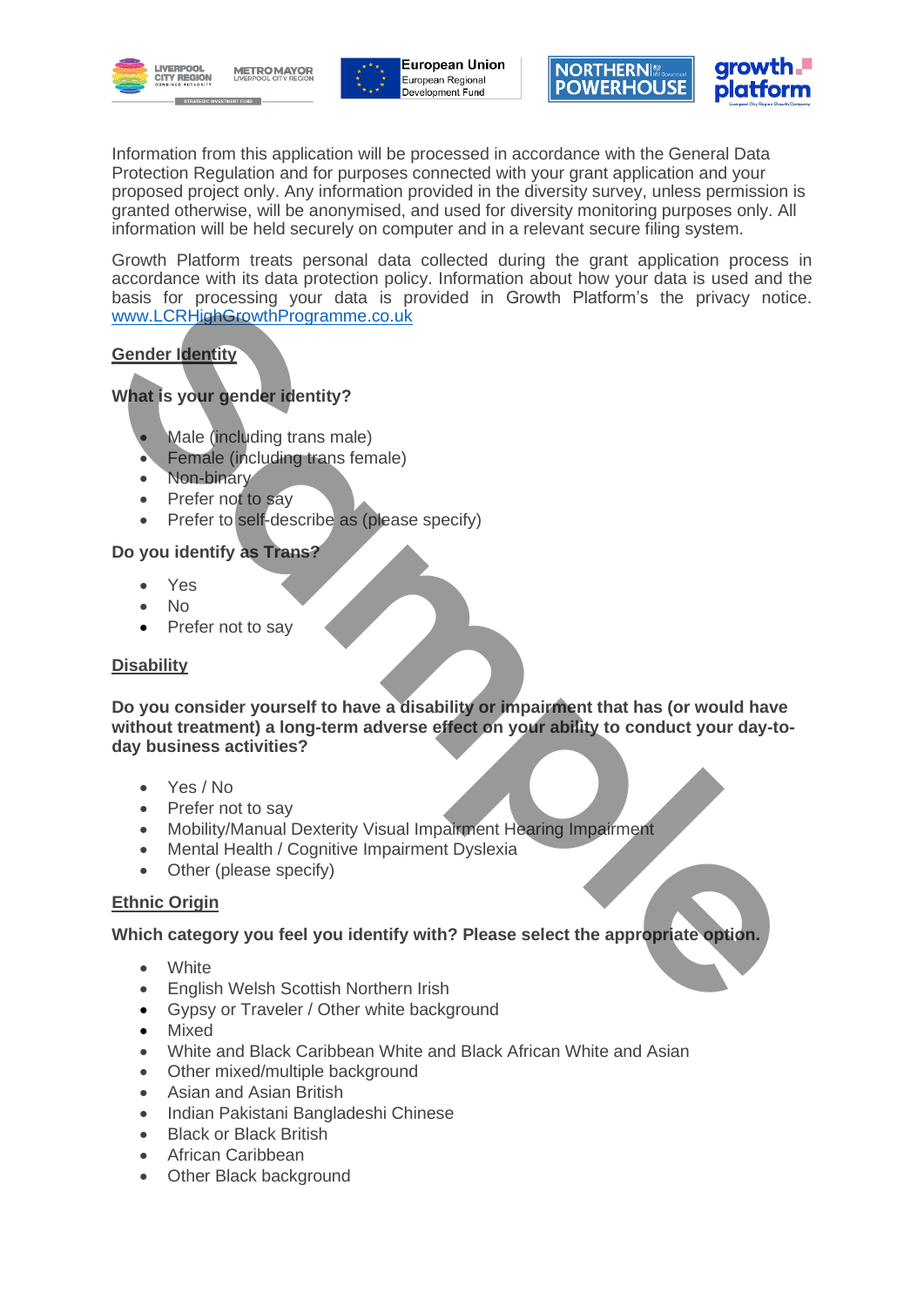Information from this application will be processed in accordance with the General Data Protection Regulation and for purposes connected with your grant application and your proposed project only. Any information provided in the diversity survey, unless permission is granted otherwise, will be anonymised, and used for diversity monitoring purposes only. All information will be held securely on computer and in a relevant secure filing system.

Growth Platform treats personal data collected during the grant application process in accordance with its data protection policy. Information about how your data is used and the basis for processing your data is provided in Growth Platform's the privacy notice. www.LCRHighGrowthProgramme.co.uk

## Gender Identity

**What is your gender identity?**

- Male (including trans male)
- Female (including trans female)
- Non-binary
- Prefer not to say
- Prefer to self-describe as (please specify)

**Do you identify as Trans?**

- Yes
- No
- Prefer not to say

## Disability

**Do you consider yourself to have a disability or impairment that has (or would have without treatment) a long-term adverse effect on your ability to conduct your day-to-day business activities?**

- Yes / No
- Prefer not to say
- Mobility/Manual Dexterity Visual Impairment Hearing Impairment
- Mental Health / Cognitive Impairment Dyslexia
- Other (please specify)

## Ethnic Origin

**Which category you feel you identify with? Please select the appropriate option.**

- White
- English Welsh Scottish Northern Irish
- Gypsy or Traveler / Other white background
- Mixed
- White and Black Caribbean White and Black African White and Asian
- Other mixed/multiple background
- Asian and Asian British
- Indian Pakistani Bangladeshi Chinese
- Black or Black British
- African Caribbean
- Other Black background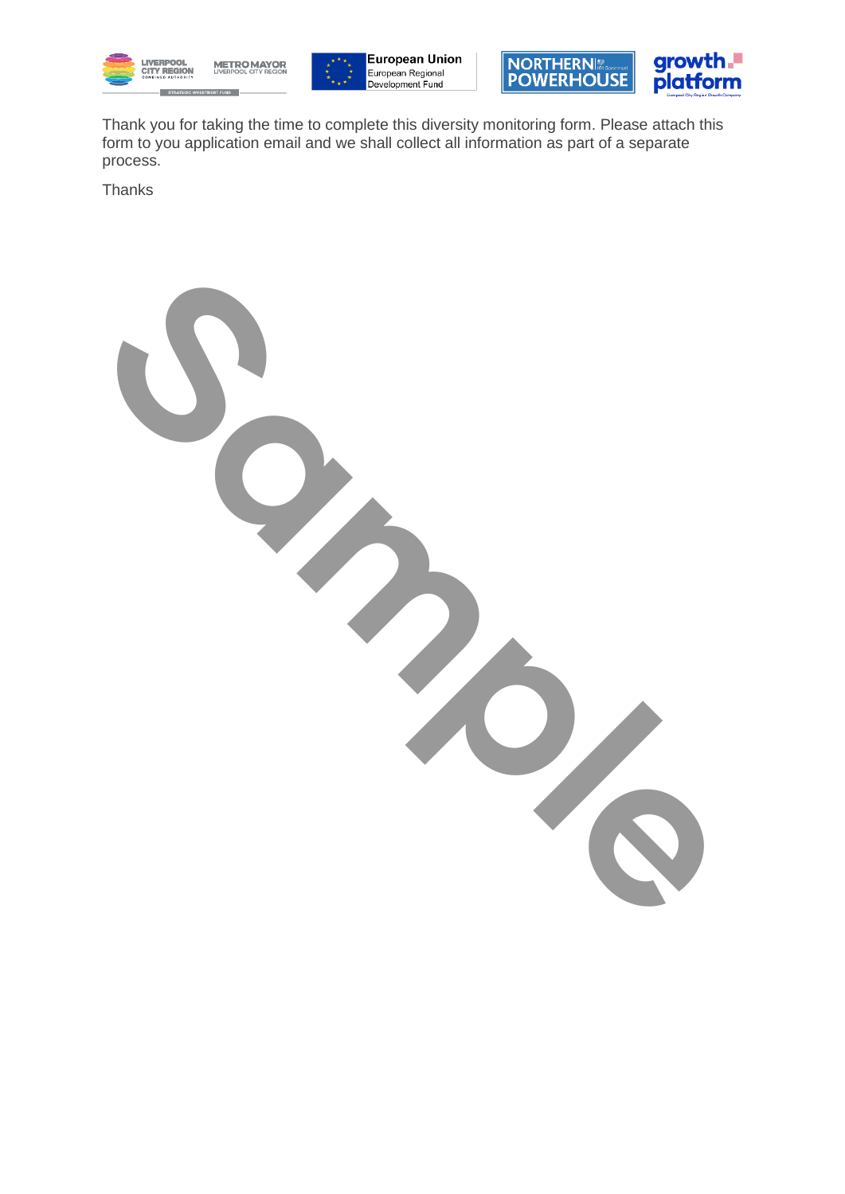Thank you for taking the time to complete this diversity monitoring form. Please attach this form to you application email and we shall collect all information as part of a separate process.

Thanks